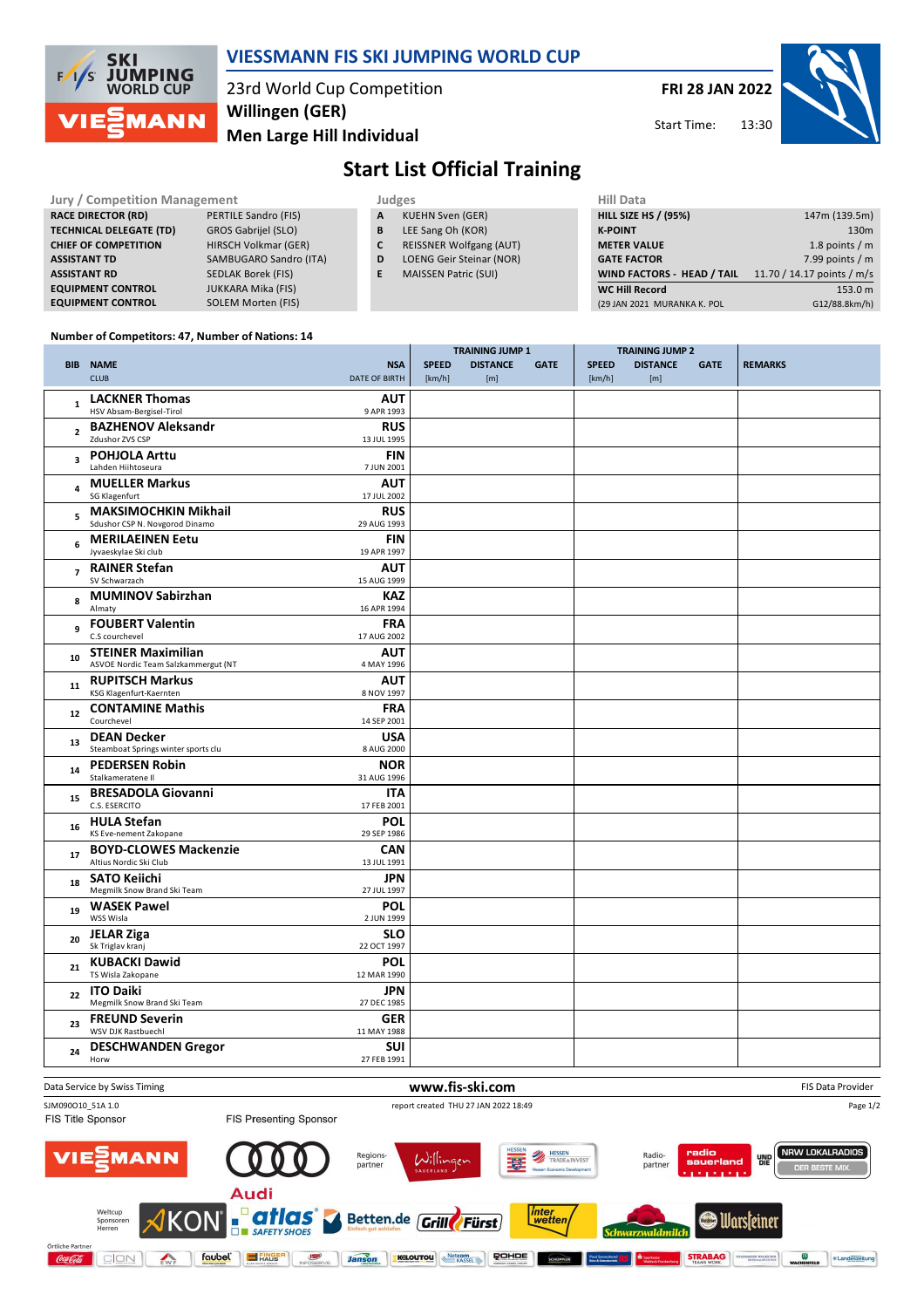# VIESSMANN FIS SKI JUMPING WORLD CUP

23rd World Cup Competition
Willingen (GER)
Men Large Hill Individual

**FRI 28 JAN 2022**

Start Time: 13:30

## Start List Official Training

| Jury / Competition Management | |
|---|---|
| RACE DIRECTOR (RD) | PERTILE Sandro (FIS) |
| TECHNICAL DELEGATE (TD) | GROS Gabrijel (SLO) |
| CHIEF OF COMPETITION | HIRSCH Volkmar (GER) |
| ASSISTANT TD | SAMBUGARO Sandro (ITA) |
| ASSISTANT RD | SEDLAK Borek (FIS) |
| EQUIPMENT CONTROL | JUKKARA Mika (FIS) |
| EQUIPMENT CONTROL | SOLEM Morten (FIS) |

| Judges | |
|---|---|
| A | KUEHN Sven (GER) |
| B | LEE Sang Oh (KOR) |
| C | REISSNER Wolfgang (AUT) |
| D | LOENG Geir Steinar (NOR) |
| E | MAISSEN Patric (SUI) |

| Hill Data | |
|---|---|
| HILL SIZE HS / (95%) | 147m (139.5m) |
| K-POINT | 130m |
| METER VALUE | 1.8 points / m |
| GATE FACTOR | 7.99 points / m |
| WIND FACTORS - HEAD / TAIL | 11.70 / 14.17 points / m/s |
| WC Hill Record | 153.0 m |
| (29 JAN 2021 MURANKA K. POL | G12/88.8km/h) |

Number of Competitors: 47, Number of Nations: 14

| BIB | NAME / CLUB | NSA / DATE OF BIRTH | TRAINING JUMP 1 SPEED [km/h] | TRAINING JUMP 1 DISTANCE [m] | TRAINING JUMP 1 GATE | TRAINING JUMP 2 SPEED [km/h] | TRAINING JUMP 2 DISTANCE [m] | TRAINING JUMP 2 GATE | REMARKS |
|---|---|---|---|---|---|---|---|---|---|
| 1 | **LACKNER Thomas** HSV Absam-Bergisel-Tirol | **AUT** 9 APR 1993 | | | | | | | |
| 2 | **BAZHENOV Aleksandr** Zdushor ZVS CSP | **RUS** 13 JUL 1995 | | | | | | | |
| 3 | **POHJOLA Arttu** Lahden Hiihtoseura | **FIN** 7 JUN 2001 | | | | | | | |
| 4 | **MUELLER Markus** SG Klagenfurt | **AUT** 17 JUL 2002 | | | | | | | |
| 5 | **MAKSIMOCHKIN Mikhail** Sdushor CSP N. Novgorod Dinamo | **RUS** 29 AUG 1993 | | | | | | | |
| 6 | **MERILAEINEN Eetu** Jyvaeskylae Ski club | **FIN** 19 APR 1997 | | | | | | | |
| 7 | **RAINER Stefan** SV Schwarzach | **AUT** 15 AUG 1999 | | | | | | | |
| 8 | **MUMINOV Sabirzhan** Almaty | **KAZ** 16 APR 1994 | | | | | | | |
| 9 | **FOUBERT Valentin** C.S courchevel | **FRA** 17 AUG 2002 | | | | | | | |
| 10 | **STEINER Maximilian** ASVOE Nordic Team Salzkammergut (NT | **AUT** 4 MAY 1996 | | | | | | | |
| 11 | **RUPITSCH Markus** KSG Klagenfurt-Kaernten | **AUT** 8 NOV 1997 | | | | | | | |
| 12 | **CONTAMINE Mathis** Courchevel | **FRA** 14 SEP 2001 | | | | | | | |
| 13 | **DEAN Decker** Steamboat Springs winter sports clu | **USA** 8 AUG 2000 | | | | | | | |
| 14 | **PEDERSEN Robin** Stalkameratene Il | **NOR** 31 AUG 1996 | | | | | | | |
| 15 | **BRESADOLA Giovanni** C.S. ESERCITO | **ITA** 17 FEB 2001 | | | | | | | |
| 16 | **HULA Stefan** KS Eve-nement Zakopane | **POL** 29 SEP 1986 | | | | | | | |
| 17 | **BOYD-CLOWES Mackenzie** Altius Nordic Ski Club | **CAN** 13 JUL 1991 | | | | | | | |
| 18 | **SATO Keiichi** Megmilk Snow Brand Ski Team | **JPN** 27 JUL 1997 | | | | | | | |
| 19 | **WASEK Pawel** WSS Wisla | **POL** 2 JUN 1999 | | | | | | | |
| 20 | **JELAR Ziga** Sk Triglav kranj | **SLO** 22 OCT 1997 | | | | | | | |
| 21 | **KUBACKI Dawid** TS Wisla Zakopane | **POL** 12 MAR 1990 | | | | | | | |
| 22 | **ITO Daiki** Megmilk Snow Brand Ski Team | **JPN** 27 DEC 1985 | | | | | | | |
| 23 | **FREUND Severin** WSV DJK Rastbuechl | **GER** 11 MAY 1988 | | | | | | | |
| 24 | **DESCHWANDEN Gregor** Horw | **SUI** 27 FEB 1991 | | | | | | | |

Data Service by Swiss Timing — www.fis-ski.com — FIS Data Provider

SJM090O10_51A 1.0 — report created THU 27 JAN 2022 18:49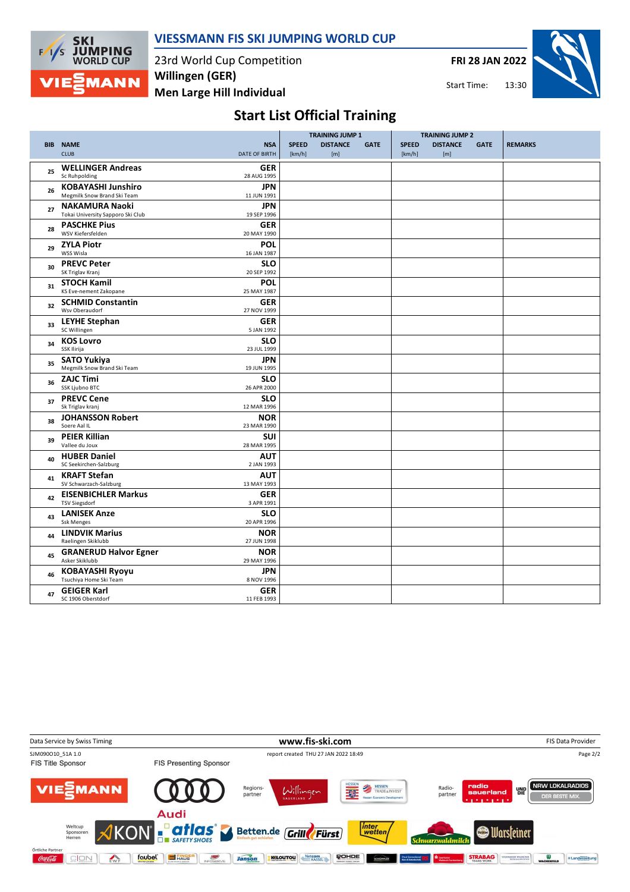# VIESSMANN FIS SKI JUMPING WORLD CUP

23rd World Cup Competition
**Willingen (GER)**
**Men Large Hill Individual**

**FRI 28 JAN 2022**
Start Time: 13:30

## Start List Official Training

| BIB | NAME / CLUB | NSA / DATE OF BIRTH | TRAINING JUMP 1 | | | TRAINING JUMP 2 | | | REMARKS |
|---|---|---|---|---|---|---|---|---|---|
| | | | SPEED [km/h] | DISTANCE [m] | GATE | SPEED [km/h] | DISTANCE [m] | GATE | |
| 25 | **WELLINGER Andreas** Sc Ruhpolding | **GER** 28 AUG 1995 | | | | | | | |
| 26 | **KOBAYASHI Junshiro** Megmilk Snow Brand Ski Team | **JPN** 11 JUN 1991 | | | | | | | |
| 27 | **NAKAMURA Naoki** Tokai University Sapporo Ski Club | **JPN** 19 SEP 1996 | | | | | | | |
| 28 | **PASCHKE Pius** WSV Kiefersfelden | **GER** 20 MAY 1990 | | | | | | | |
| 29 | **ZYLA Piotr** WSS Wisla | **POL** 16 JAN 1987 | | | | | | | |
| 30 | **PREVC Peter** SK Triglav Kranj | **SLO** 20 SEP 1992 | | | | | | | |
| 31 | **STOCH Kamil** KS Eve-nement Zakopane | **POL** 25 MAY 1987 | | | | | | | |
| 32 | **SCHMID Constantin** Wsv Oberaudorf | **GER** 27 NOV 1999 | | | | | | | |
| 33 | **LEYHE Stephan** SC Willingen | **GER** 5 JAN 1992 | | | | | | | |
| 34 | **KOS Lovro** SSK Ilirija | **SLO** 23 JUL 1999 | | | | | | | |
| 35 | **SATO Yukiya** Megmilk Snow Brand Ski Team | **JPN** 19 JUN 1995 | | | | | | | |
| 36 | **ZAJC Timi** SSK Ljubno BTC | **SLO** 26 APR 2000 | | | | | | | |
| 37 | **PREVC Cene** Sk Triglav kranj | **SLO** 12 MAR 1996 | | | | | | | |
| 38 | **JOHANSSON Robert** Soere Aal IL | **NOR** 23 MAR 1990 | | | | | | | |
| 39 | **PEIER Killian** Vallee du Joux | **SUI** 28 MAR 1995 | | | | | | | |
| 40 | **HUBER Daniel** SC Seekirchen-Salzburg | **AUT** 2 JAN 1993 | | | | | | | |
| 41 | **KRAFT Stefan** SV Schwarzach-Salzburg | **AUT** 13 MAY 1993 | | | | | | | |
| 42 | **EISENBICHLER Markus** TSV Siegsdorf | **GER** 3 APR 1991 | | | | | | | |
| 43 | **LANISEK Anze** Ssk Menges | **SLO** 20 APR 1996 | | | | | | | |
| 44 | **LINDVIK Marius** Raelingen Skiklubb | **NOR** 27 JUN 1998 | | | | | | | |
| 45 | **GRANERUD Halvor Egner** Asker Skiklubb | **NOR** 29 MAY 1996 | | | | | | | |
| 46 | **KOBAYASHI Ryoyu** Tsuchiya Home Ski Team | **JPN** 8 NOV 1996 | | | | | | | |
| 47 | **GEIGER Karl** SC 1906 Oberstdorf | **GER** 11 FEB 1993 | | | | | | | |

Data Service by Swiss Timing — www.fis-ski.com — FIS Data Provider

SJM090O10_51A 1.0 — report created THU 27 JAN 2022 18:49